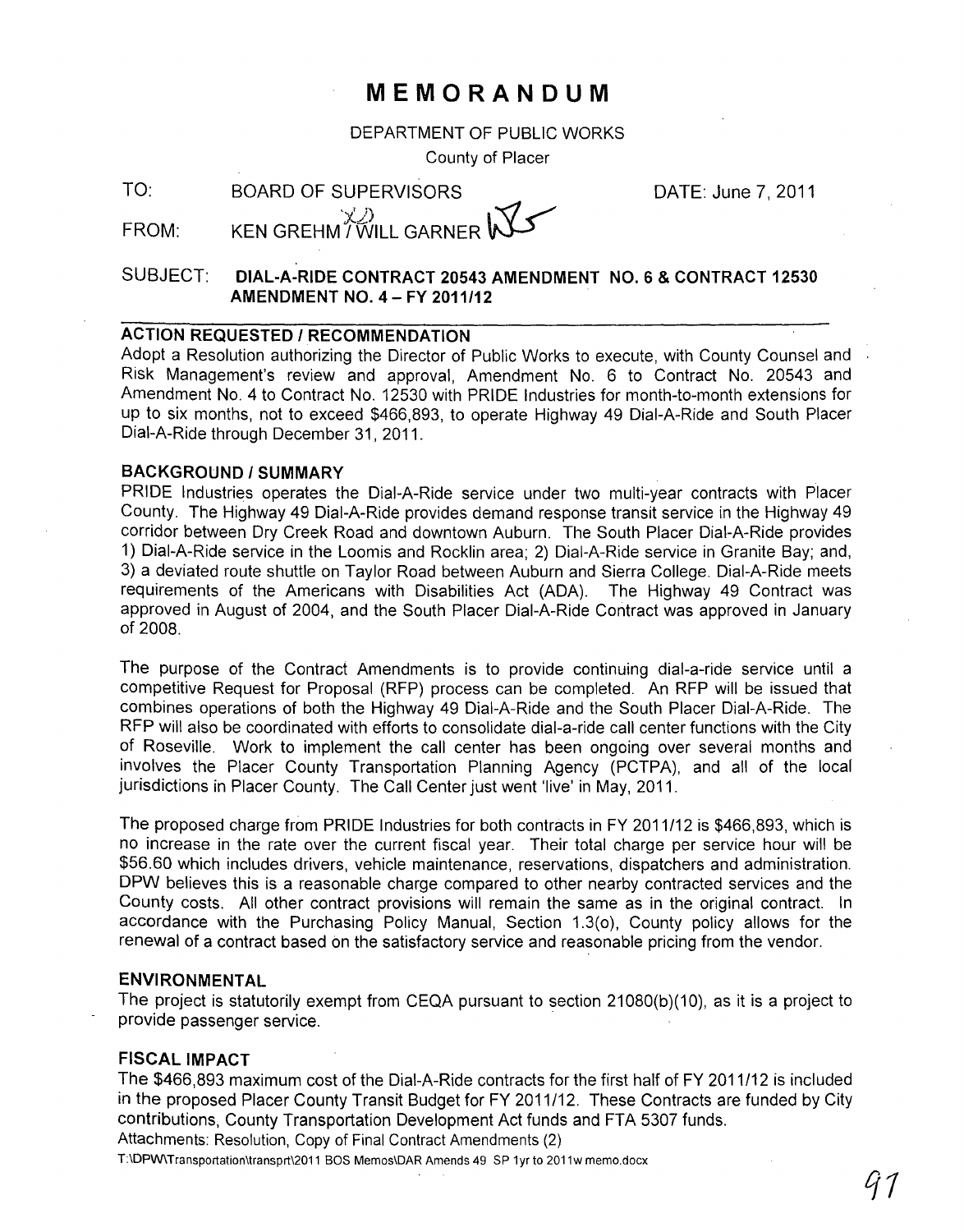# MEMORANDUM

DEPARTMENT OF PUBLIC WORKS

County of Placer

TO: BOARD OF SUPERVISORS DATE: June 7, 2011

FROM: KEN GREHM / WILL GARNER

SUBJECT: **DIAL-A-RIDE CONTRACT 20543 AMENDMENT NO. 6 & CONTRACT 12530 AMENDMENT NO. 4 – FY 2011/12**

---

### ACTION REQUESTED / RECOMMENDATION

Adopt a Resolution authorizing the Director of Public Works to execute, with County Counsel and Risk Management's review and approval, Amendment No. 6 to Contract No. 20543 and Amendment No. 4 to Contract No. 12530 with PRIDE Industries for month-to-month extensions for up to six months, not to exceed $466,893, to operate Highway 49 Dial-A-Ride and South Placer Dial-A-Ride through December 31, 2011.

### BACKGROUND / SUMMARY

PRIDE Industries operates the Dial-A-Ride service under two multi-year contracts with Placer County. The Highway 49 Dial-A-Ride provides demand response transit service in the Highway 49 corridor between Dry Creek Road and downtown Auburn. The South Placer Dial-A-Ride provides 1) Dial-A-Ride service in the Loomis and Rocklin area; 2) Dial-A-Ride service in Granite Bay; and, 3) a deviated route shuttle on Taylor Road between Auburn and Sierra College. Dial-A-Ride meets requirements of the Americans with Disabilities Act (ADA). The Highway 49 Contract was approved in August of 2004, and the South Placer Dial-A-Ride Contract was approved in January of 2008.

The purpose of the Contract Amendments is to provide continuing dial-a-ride service until a competitive Request for Proposal (RFP) process can be completed. An RFP will be issued that combines operations of both the Highway 49 Dial-A-Ride and the South Placer Dial-A-Ride. The RFP will also be coordinated with efforts to consolidate dial-a-ride call center functions with the City of Roseville. Work to implement the call center has been ongoing over several months and involves the Placer County Transportation Planning Agency (PCTPA), and all of the local jurisdictions in Placer County. The Call Center just went 'live' in May, 2011.

The proposed charge from PRIDE Industries for both contracts in FY 2011/12 is $466,893, which is no increase in the rate over the current fiscal year. Their total charge per service hour will be $56.60 which includes drivers, vehicle maintenance, reservations, dispatchers and administration. DPW believes this is a reasonable charge compared to other nearby contracted services and the County costs. All other contract provisions will remain the same as in the original contract. In accordance with the Purchasing Policy Manual, Section 1.3(o), County policy allows for the renewal of a contract based on the satisfactory service and reasonable pricing from the vendor.

### ENVIRONMENTAL

The project is statutorily exempt from CEQA pursuant to section 21080(b)(10), as it is a project to provide passenger service.

### FISCAL IMPACT

The $466,893 maximum cost of the Dial-A-Ride contracts for the first half of FY 2011/12 is included in the proposed Placer County Transit Budget for FY 2011/12. These Contracts are funded by City contributions, County Transportation Development Act funds and FTA 5307 funds.

Attachments: Resolution, Copy of Final Contract Amendments (2)

T:\DPW\Transportation\transprt\2011 BOS Memos\DAR Amends 49 SP 1yr to 2011w memo.docx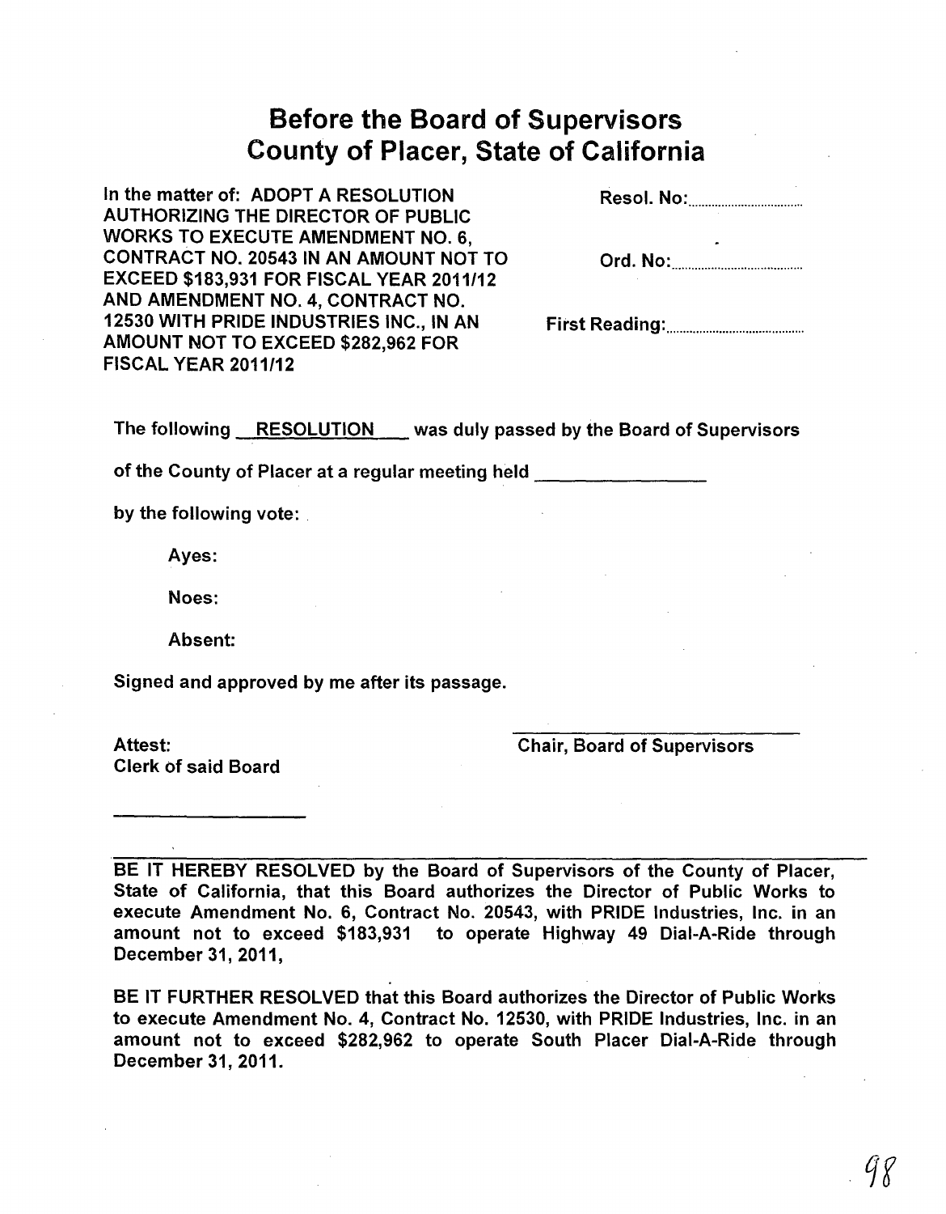# Before the Board of Supervisors County of Placer, State of California

In the matter of: ADOPT A RESOLUTION AUTHORIZING THE DIRECTOR OF PUBLIC WORKS TO EXECUTE AMENDMENT NO. 6, CONTRACT NO. 20543 IN AN AMOUNT NOT TO EXCEED $183,931 FOR FISCAL YEAR 2011/12 AND AMENDMENT NO. 4, CONTRACT NO. 12530 WITH PRIDE INDUSTRIES INC., IN AN AMOUNT NOT TO EXCEED $282,962 FOR FISCAL YEAR 2011/12

Resol. No:..............................

Ord. No:..............................

First Reading:..............................

The following RESOLUTION was duly passed by the Board of Supervisors of the County of Placer at a regular meeting held ________________

by the following vote:

Ayes:

Noes:

Absent:

Signed and approved by me after its passage.

Attest:
Clerk of said Board

____________________

____________________________
Chair, Board of Supervisors

---

BE IT HEREBY RESOLVED by the Board of Supervisors of the County of Placer, State of California, that this Board authorizes the Director of Public Works to execute Amendment No. 6, Contract No. 20543, with PRIDE Industries, Inc. in an amount not to exceed $183,931 to operate Highway 49 Dial-A-Ride through December 31, 2011,

BE IT FURTHER RESOLVED that this Board authorizes the Director of Public Works to execute Amendment No. 4, Contract No. 12530, with PRIDE Industries, Inc. in an amount not to exceed $282,962 to operate South Placer Dial-A-Ride through December 31, 2011.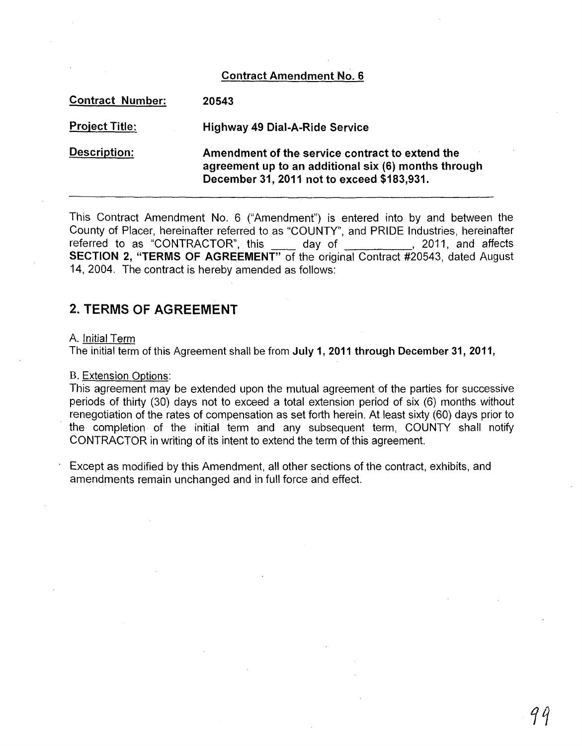## Contract Amendment No. 6

**Contract Number:** **20543**

**Project Title:** **Highway 49 Dial-A-Ride Service**

**Description:** **Amendment of the service contract to extend the agreement up to an additional six (6) months through December 31, 2011 not to exceed $183,931.**

---

This Contract Amendment No. 6 ("Amendment") is entered into by and between the County of Placer, hereinafter referred to as "COUNTY", and PRIDE Industries, hereinafter referred to as "CONTRACTOR", this ____ day of __________, 2011, and affects **SECTION 2, "TERMS OF AGREEMENT"** of the original Contract #20543, dated August 14, 2004. The contract is hereby amended as follows:

## 2. TERMS OF AGREEMENT

A. Initial Term

The initial term of this Agreement shall be from **July 1, 2011 through December 31, 2011,**

B. Extension Options:

This agreement may be extended upon the mutual agreement of the parties for successive periods of thirty (30) days not to exceed a total extension period of six (6) months without renegotiation of the rates of compensation as set forth herein. At least sixty (60) days prior to the completion of the initial term and any subsequent term, COUNTY shall notify CONTRACTOR in writing of its intent to extend the term of this agreement.

Except as modified by this Amendment, all other sections of the contract, exhibits, and amendments remain unchanged and in full force and effect.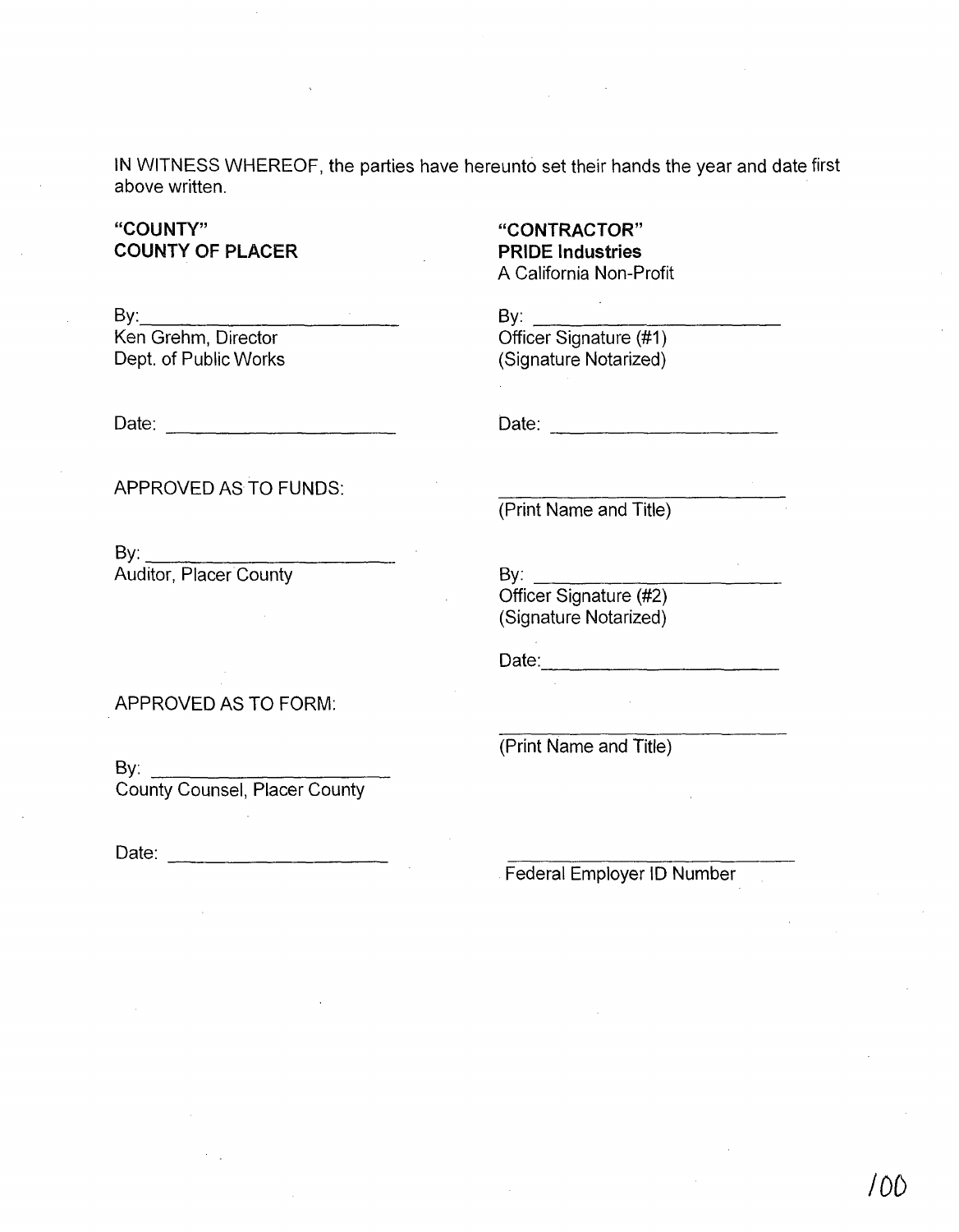IN WITNESS WHEREOF, the parties have hereunto set their hands the year and date first above written.

**"COUNTY"**
**COUNTY OF PLACER**

By: ______________________
Ken Grehm, Director
Dept. of Public Works

Date: ______________________

APPROVED AS TO FUNDS:

By: ______________________
Auditor, Placer County

APPROVED AS TO FORM:

By: ______________________
County Counsel, Placer County

Date: ______________________

**"CONTRACTOR"**
**PRIDE Industries**
A California Non-Profit

By: ______________________
Officer Signature (#1)
(Signature Notarized)

Date: ______________________

______________________
(Print Name and Title)

By: ______________________
Officer Signature (#2)
(Signature Notarized)

Date: ______________________

______________________
(Print Name and Title)

______________________
Federal Employer ID Number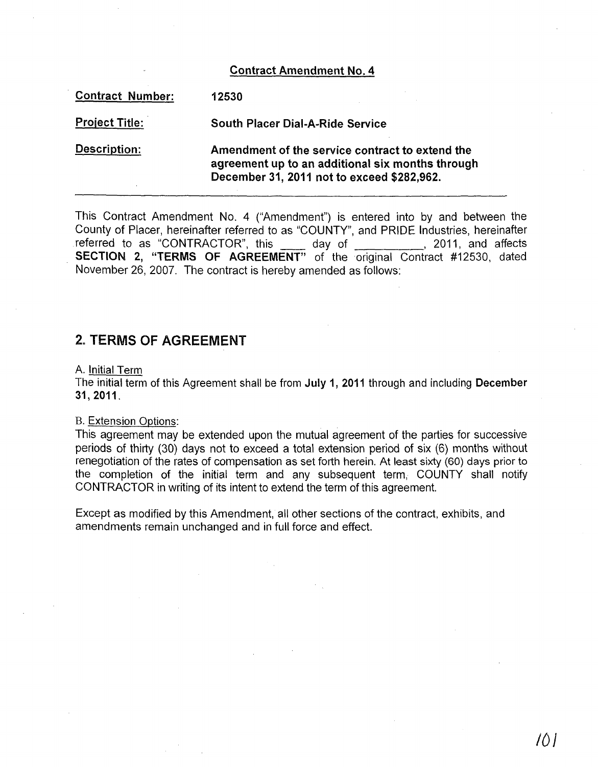**Contract Amendment No. 4**

**Contract Number:** **12530**

**Project Title:** **South Placer Dial-A-Ride Service**

**Description:** **Amendment of the service contract to extend the agreement up to an additional six months through December 31, 2011 not to exceed $282,962.**

---

This Contract Amendment No. 4 ("Amendment") is entered into by and between the County of Placer, hereinafter referred to as "COUNTY", and PRIDE Industries, hereinafter referred to as "CONTRACTOR", this ____ day of __________, 2011, and affects **SECTION 2, "TERMS OF AGREEMENT"** of the original Contract #12530, dated November 26, 2007. The contract is hereby amended as follows:

## 2. TERMS OF AGREEMENT

A. Initial Term

The initial term of this Agreement shall be from **July 1, 2011** through and including **December 31, 2011**.

B. Extension Options:

This agreement may be extended upon the mutual agreement of the parties for successive periods of thirty (30) days not to exceed a total extension period of six (6) months without renegotiation of the rates of compensation as set forth herein. At least sixty (60) days prior to the completion of the initial term and any subsequent term, COUNTY shall notify CONTRACTOR in writing of its intent to extend the term of this agreement.

Except as modified by this Amendment, all other sections of the contract, exhibits, and amendments remain unchanged and in full force and effect.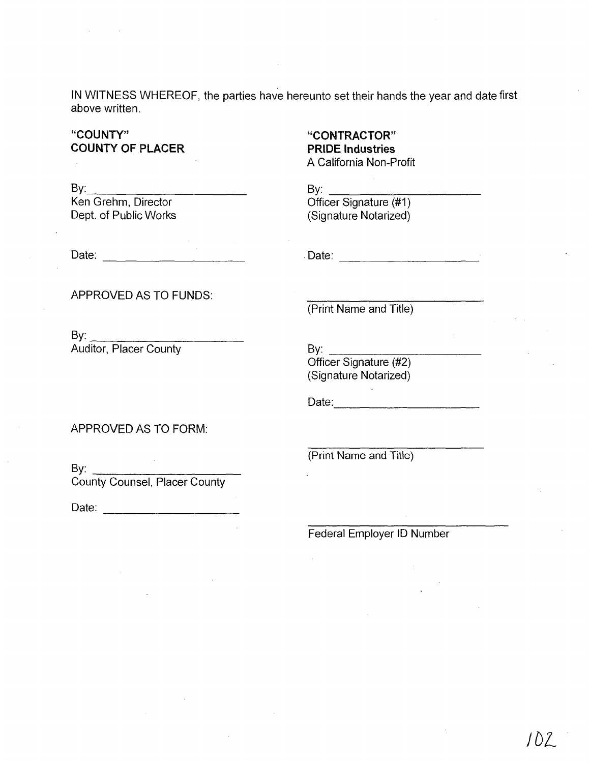IN WITNESS WHEREOF, the parties have hereunto set their hands the year and date first above written.

**"COUNTY"**
**COUNTY OF PLACER**

By:\_\_\_\_\_\_\_\_\_\_\_\_\_\_\_\_\_\_\_\_\_\_\_\_
Ken Grehm, Director
Dept. of Public Works

Date: \_\_\_\_\_\_\_\_\_\_\_\_\_\_\_\_\_\_\_\_\_\_

APPROVED AS TO FUNDS:

By: \_\_\_\_\_\_\_\_\_\_\_\_\_\_\_\_\_\_\_\_\_\_\_\_
Auditor, Placer County

APPROVED AS TO FORM:

By: \_\_\_\_\_\_\_\_\_\_\_\_\_\_\_\_\_\_\_\_\_\_\_\_
County Counsel, Placer County

Date: \_\_\_\_\_\_\_\_\_\_\_\_\_\_\_\_\_\_\_\_\_\_

**"CONTRACTOR"**
**PRIDE Industries**
A California Non-Profit

By: \_\_\_\_\_\_\_\_\_\_\_\_\_\_\_\_\_\_\_\_\_\_\_\_
Officer Signature (#1)
(Signature Notarized)

Date: \_\_\_\_\_\_\_\_\_\_\_\_\_\_\_\_\_\_\_\_\_\_

\_\_\_\_\_\_\_\_\_\_\_\_\_\_\_\_\_\_\_\_\_\_\_\_\_\_
(Print Name and Title)

By: \_\_\_\_\_\_\_\_\_\_\_\_\_\_\_\_\_\_\_\_\_\_\_\_
Officer Signature (#2)
(Signature Notarized)

Date:\_\_\_\_\_\_\_\_\_\_\_\_\_\_\_\_\_\_\_\_\_\_

\_\_\_\_\_\_\_\_\_\_\_\_\_\_\_\_\_\_\_\_\_\_\_\_\_\_
(Print Name and Title)

\_\_\_\_\_\_\_\_\_\_\_\_\_\_\_\_\_\_\_\_\_\_\_\_\_\_\_\_\_\_
Federal Employer ID Number